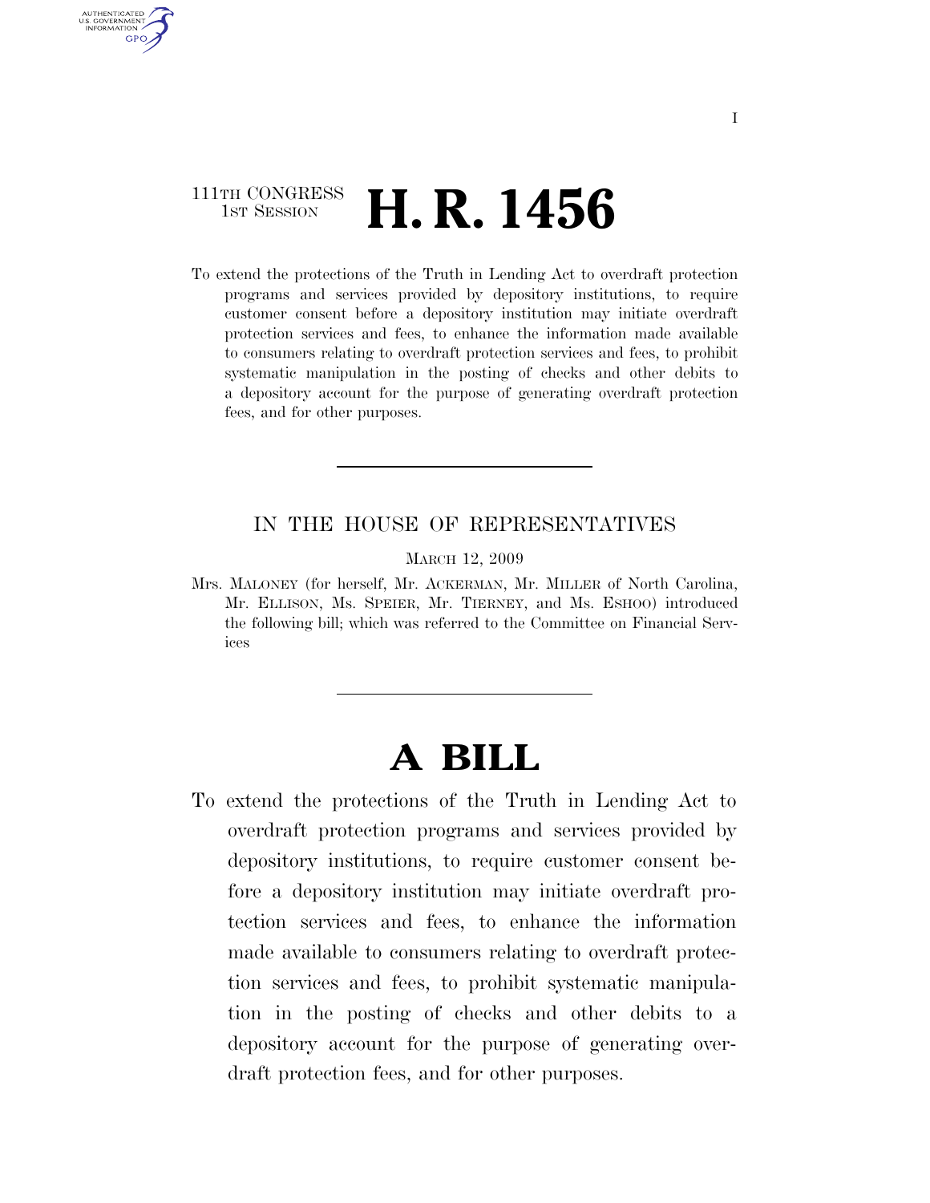111TH CONGRESS
1ST SESSION

# H. R. 1456

To extend the protections of the Truth in Lending Act to overdraft protection programs and services provided by depository institutions, to require customer consent before a depository institution may initiate overdraft protection services and fees, to enhance the information made available to consumers relating to overdraft protection services and fees, to prohibit systematic manipulation in the posting of checks and other debits to a depository account for the purpose of generating overdraft protection fees, and for other purposes.

---

IN THE HOUSE OF REPRESENTATIVES

MARCH 12, 2009

Mrs. MALONEY (for herself, Mr. ACKERMAN, Mr. MILLER of North Carolina, Mr. ELLISON, Ms. SPEIER, Mr. TIERNEY, and Ms. ESHOO) introduced the following bill; which was referred to the Committee on Financial Services

---

# A BILL

To extend the protections of the Truth in Lending Act to overdraft protection programs and services provided by depository institutions, to require customer consent before a depository institution may initiate overdraft protection services and fees, to enhance the information made available to consumers relating to overdraft protection services and fees, to prohibit systematic manipulation in the posting of checks and other debits to a depository account for the purpose of generating overdraft protection fees, and for other purposes.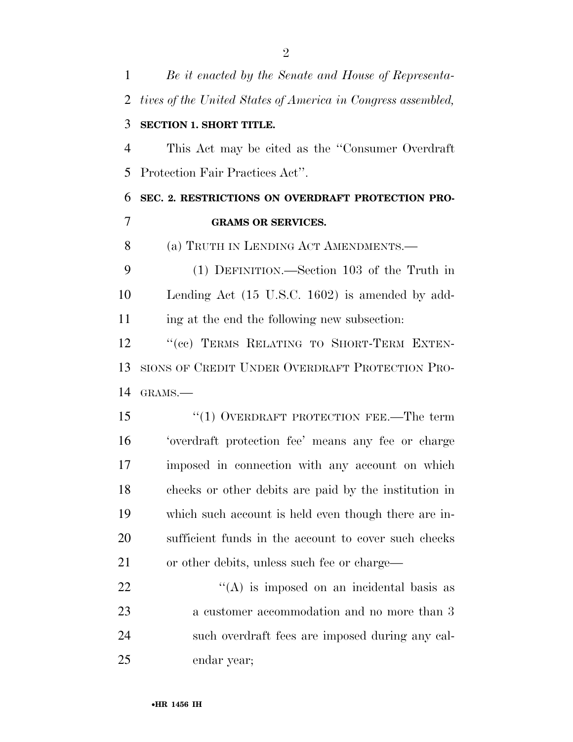*Be it enacted by the Senate and House of Representatives of the United States of America in Congress assembled,*

**SECTION 1. SHORT TITLE.**

This Act may be cited as the ''Consumer Overdraft Protection Fair Practices Act''.

**SEC. 2. RESTRICTIONS ON OVERDRAFT PROTECTION PROGRAMS OR SERVICES.**

(a) TRUTH IN LENDING ACT AMENDMENTS.—

(1) DEFINITION.—Section 103 of the Truth in Lending Act (15 U.S.C. 1602) is amended by adding at the end the following new subsection:

''(cc) TERMS RELATING TO SHORT-TERM EXTENSIONS OF CREDIT UNDER OVERDRAFT PROTECTION PROGRAMS.—

''(1) OVERDRAFT PROTECTION FEE.—The term 'overdraft protection fee' means any fee or charge imposed in connection with any account on which checks or other debits are paid by the institution in which such account is held even though there are insufficient funds in the account to cover such checks or other debits, unless such fee or charge—

''(A) is imposed on an incidental basis as a customer accommodation and no more than 3 such overdraft fees are imposed during any calendar year;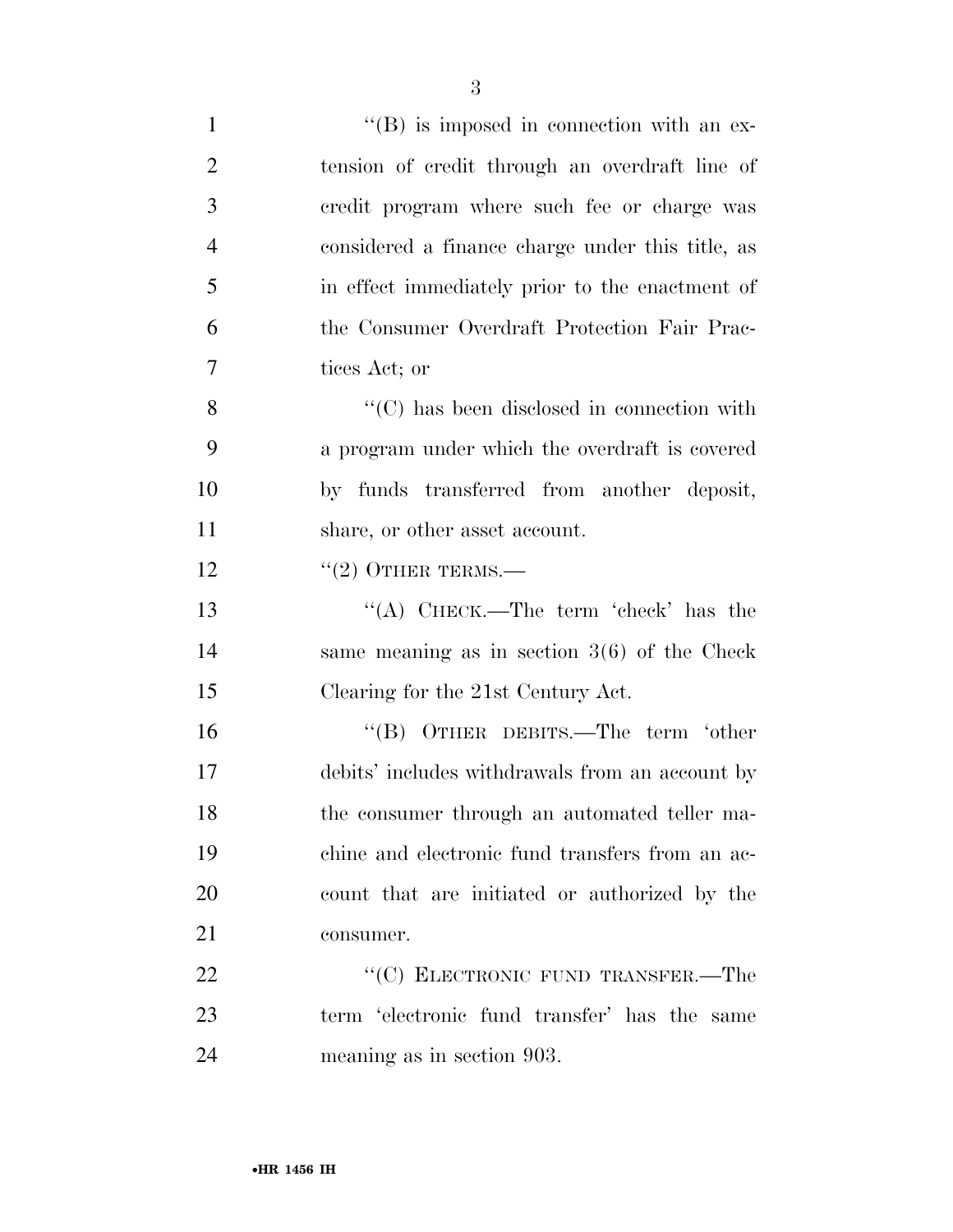''(B) is imposed in connection with an extension of credit through an overdraft line of credit program where such fee or charge was considered a finance charge under this title, as in effect immediately prior to the enactment of the Consumer Overdraft Protection Fair Practices Act; or

''(C) has been disclosed in connection with a program under which the overdraft is covered by funds transferred from another deposit, share, or other asset account.

''(2) OTHER TERMS.—

''(A) CHECK.—The term 'check' has the same meaning as in section 3(6) of the Check Clearing for the 21st Century Act.

''(B) OTHER DEBITS.—The term 'other debits' includes withdrawals from an account by the consumer through an automated teller machine and electronic fund transfers from an account that are initiated or authorized by the consumer.

''(C) ELECTRONIC FUND TRANSFER.—The term 'electronic fund transfer' has the same meaning as in section 903.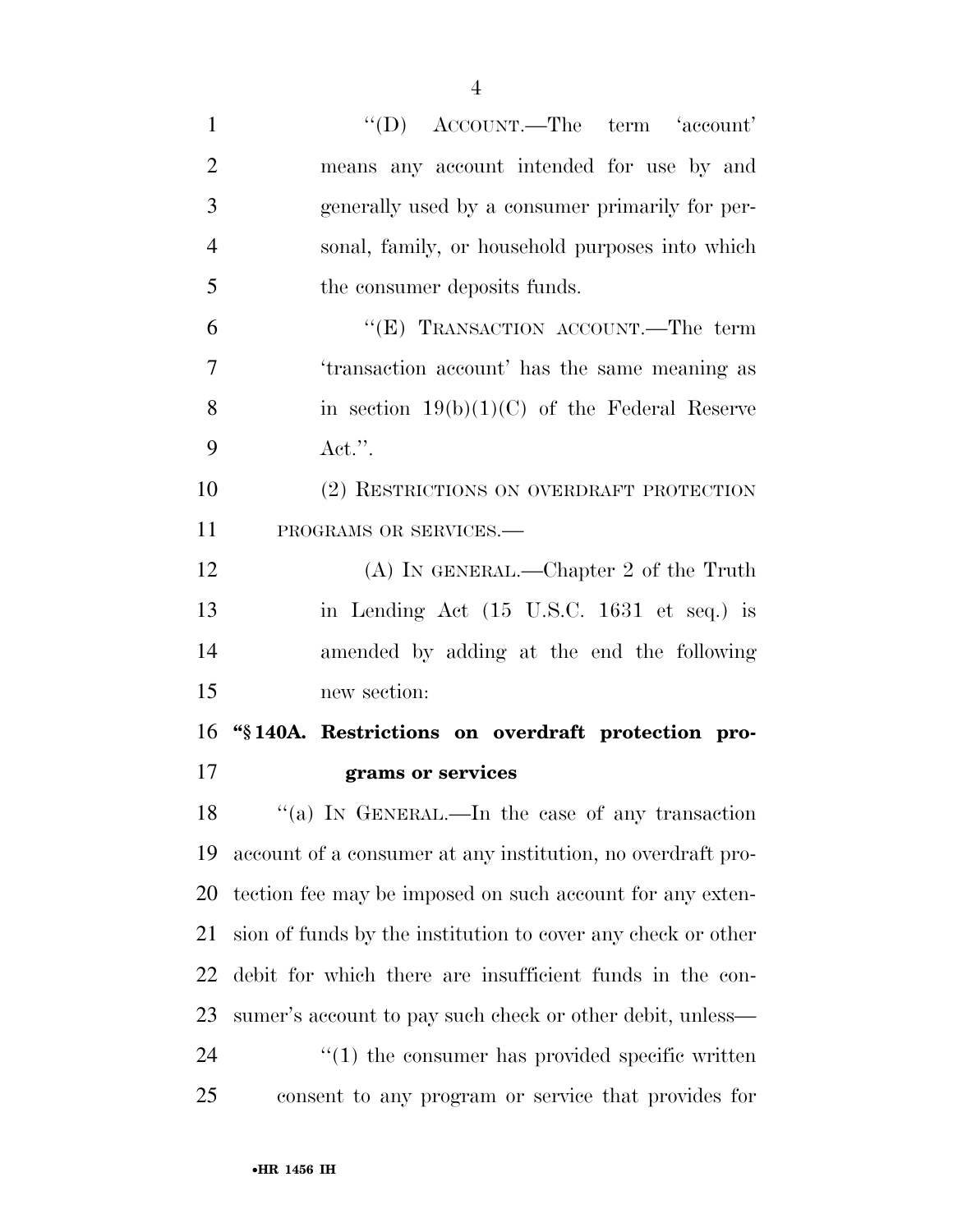''(D) ACCOUNT.—The term 'account' means any account intended for use by and generally used by a consumer primarily for personal, family, or household purposes into which the consumer deposits funds.

''(E) TRANSACTION ACCOUNT.—The term 'transaction account' has the same meaning as in section 19(b)(1)(C) of the Federal Reserve Act.''.

(2) RESTRICTIONS ON OVERDRAFT PROTECTION PROGRAMS OR SERVICES.—

(A) IN GENERAL.—Chapter 2 of the Truth in Lending Act (15 U.S.C. 1631 et seq.) is amended by adding at the end the following new section:

**''§ 140A. Restrictions on overdraft protection programs or services**

''(a) IN GENERAL.—In the case of any transaction account of a consumer at any institution, no overdraft protection fee may be imposed on such account for any extension of funds by the institution to cover any check or other debit for which there are insufficient funds in the consumer's account to pay such check or other debit, unless—

''(1) the consumer has provided specific written consent to any program or service that provides for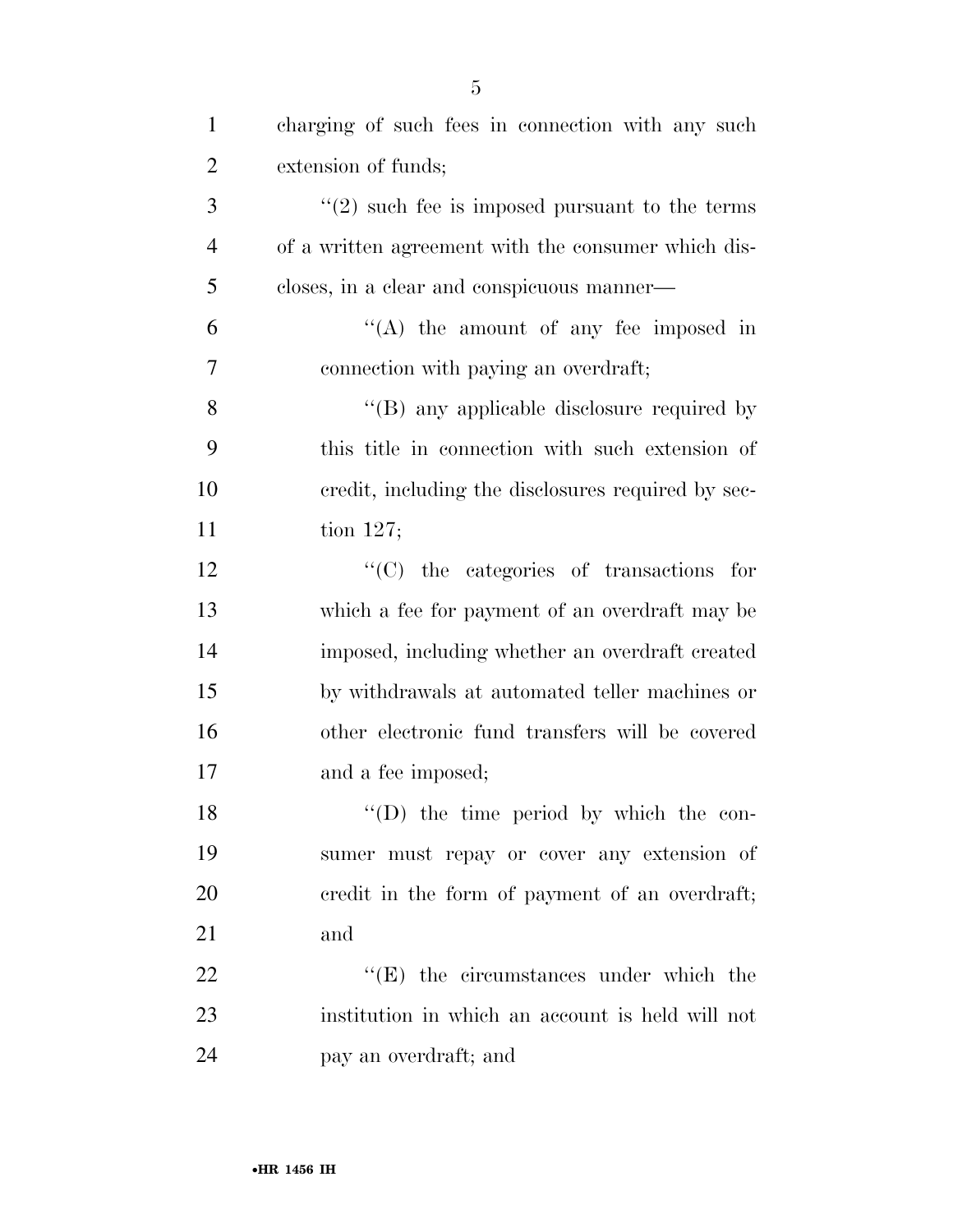charging of such fees in connection with any such extension of funds;

"(2) such fee is imposed pursuant to the terms of a written agreement with the consumer which discloses, in a clear and conspicuous manner—

"(A) the amount of any fee imposed in connection with paying an overdraft;

"(B) any applicable disclosure required by this title in connection with such extension of credit, including the disclosures required by section 127;

"(C) the categories of transactions for which a fee for payment of an overdraft may be imposed, including whether an overdraft created by withdrawals at automated teller machines or other electronic fund transfers will be covered and a fee imposed;

"(D) the time period by which the consumer must repay or cover any extension of credit in the form of payment of an overdraft; and

"(E) the circumstances under which the institution in which an account is held will not pay an overdraft; and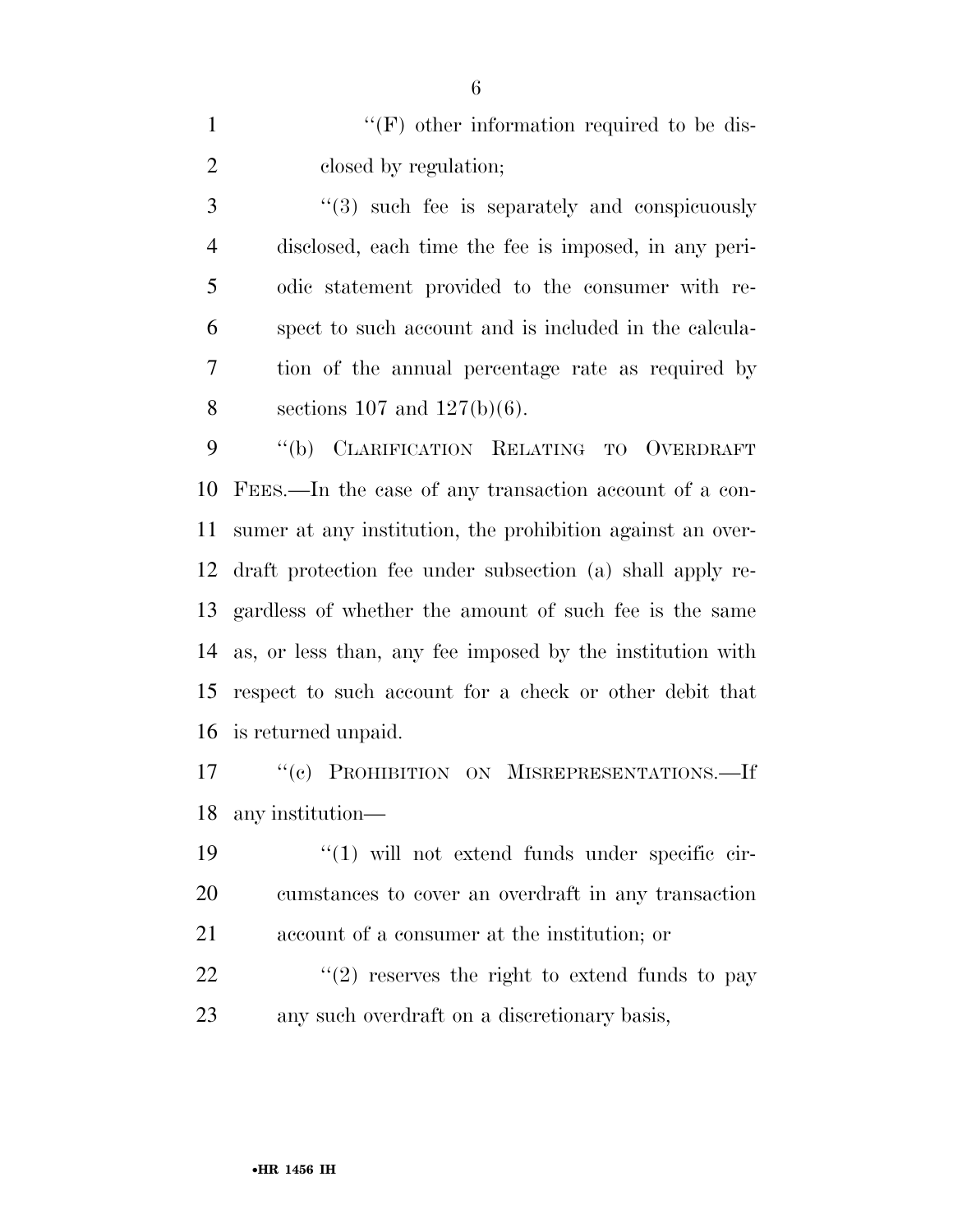"(F) other information required to be disclosed by regulation;

"(3) such fee is separately and conspicuously disclosed, each time the fee is imposed, in any periodic statement provided to the consumer with respect to such account and is included in the calculation of the annual percentage rate as required by sections 107 and 127(b)(6).

"(b) CLARIFICATION RELATING TO OVERDRAFT FEES.—In the case of any transaction account of a consumer at any institution, the prohibition against an overdraft protection fee under subsection (a) shall apply regardless of whether the amount of such fee is the same as, or less than, any fee imposed by the institution with respect to such account for a check or other debit that is returned unpaid.

"(c) PROHIBITION ON MISREPRESENTATIONS.—If any institution—

"(1) will not extend funds under specific circumstances to cover an overdraft in any transaction account of a consumer at the institution; or

"(2) reserves the right to extend funds to pay any such overdraft on a discretionary basis,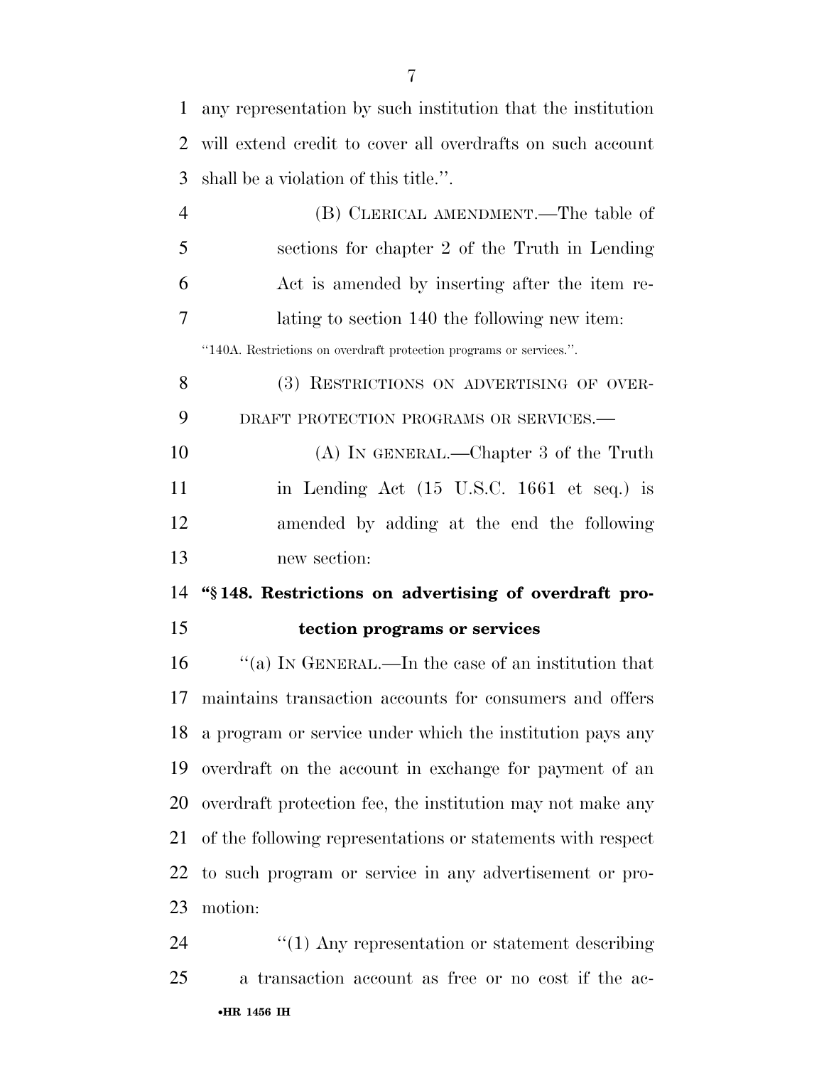any representation by such institution that the institution will extend credit to cover all overdrafts on such account shall be a violation of this title.''.

(B) CLERICAL AMENDMENT.—The table of sections for chapter 2 of the Truth in Lending Act is amended by inserting after the item relating to section 140 the following new item:

''140A. Restrictions on overdraft protection programs or services.''.

(3) RESTRICTIONS ON ADVERTISING OF OVERDRAFT PROTECTION PROGRAMS OR SERVICES.—

(A) IN GENERAL.—Chapter 3 of the Truth in Lending Act (15 U.S.C. 1661 et seq.) is amended by adding at the end the following new section:

**''§ 148. Restrictions on advertising of overdraft protection programs or services**

''(a) IN GENERAL.—In the case of an institution that maintains transaction accounts for consumers and offers a program or service under which the institution pays any overdraft on the account in exchange for payment of an overdraft protection fee, the institution may not make any of the following representations or statements with respect to such program or service in any advertisement or promotion:

''(1) Any representation or statement describing a transaction account as free or no cost if the ac-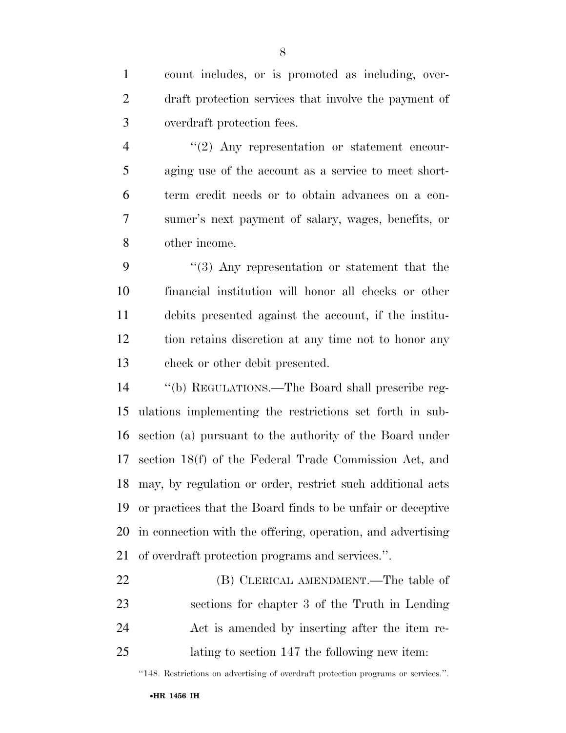count includes, or is promoted as including, overdraft protection services that involve the payment of overdraft protection fees.

"(2) Any representation or statement encouraging use of the account as a service to meet short-term credit needs or to obtain advances on a consumer's next payment of salary, wages, benefits, or other income.

"(3) Any representation or statement that the financial institution will honor all checks or other debits presented against the account, if the institution retains discretion at any time not to honor any check or other debit presented.

"(b) REGULATIONS.—The Board shall prescribe regulations implementing the restrictions set forth in subsection (a) pursuant to the authority of the Board under section 18(f) of the Federal Trade Commission Act, and may, by regulation or order, restrict such additional acts or practices that the Board finds to be unfair or deceptive in connection with the offering, operation, and advertising of overdraft protection programs and services.".

(B) CLERICAL AMENDMENT.—The table of sections for chapter 3 of the Truth in Lending Act is amended by inserting after the item relating to section 147 the following new item:

"148. Restrictions on advertising of overdraft protection programs or services.".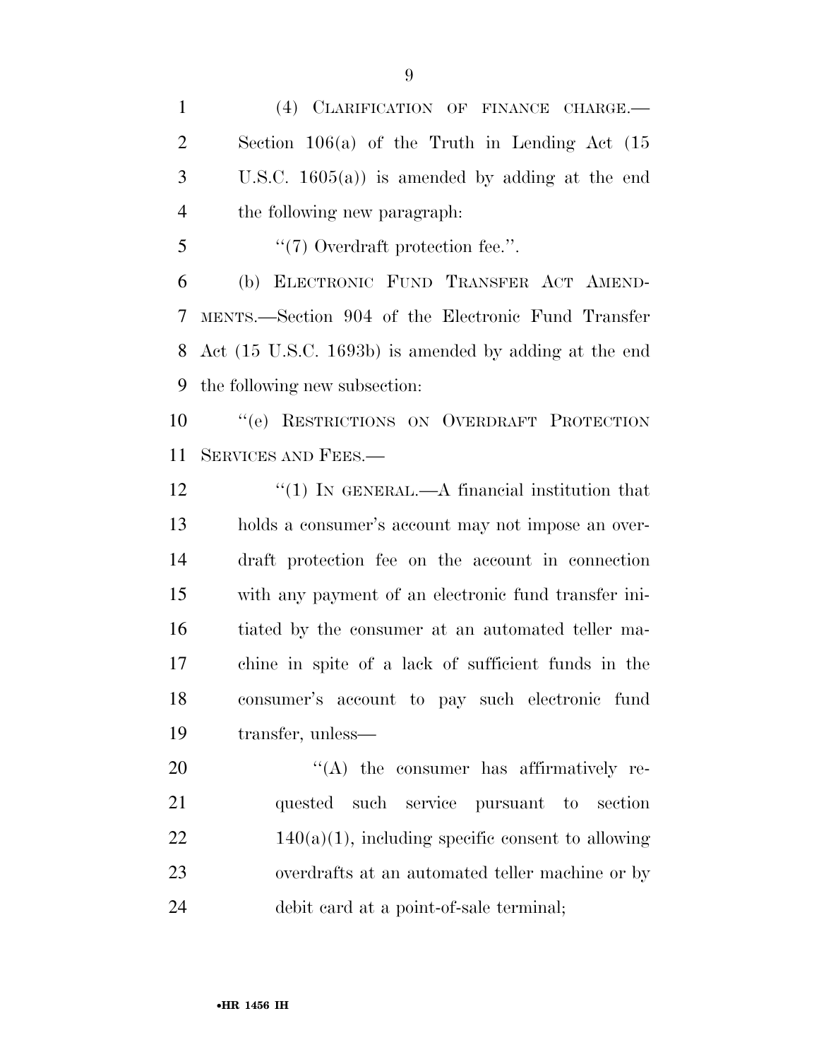(4) CLARIFICATION OF FINANCE CHARGE.—Section 106(a) of the Truth in Lending Act (15 U.S.C. 1605(a)) is amended by adding at the end the following new paragraph:

"(7) Overdraft protection fee.".

(b) ELECTRONIC FUND TRANSFER ACT AMENDMENTS.—Section 904 of the Electronic Fund Transfer Act (15 U.S.C. 1693b) is amended by adding at the end the following new subsection:

"(e) RESTRICTIONS ON OVERDRAFT PROTECTION SERVICES AND FEES.—

"(1) IN GENERAL.—A financial institution that holds a consumer's account may not impose an overdraft protection fee on the account in connection with any payment of an electronic fund transfer initiated by the consumer at an automated teller machine in spite of a lack of sufficient funds in the consumer's account to pay such electronic fund transfer, unless—

"(A) the consumer has affirmatively requested such service pursuant to section 140(a)(1), including specific consent to allowing overdrafts at an automated teller machine or by debit card at a point-of-sale terminal;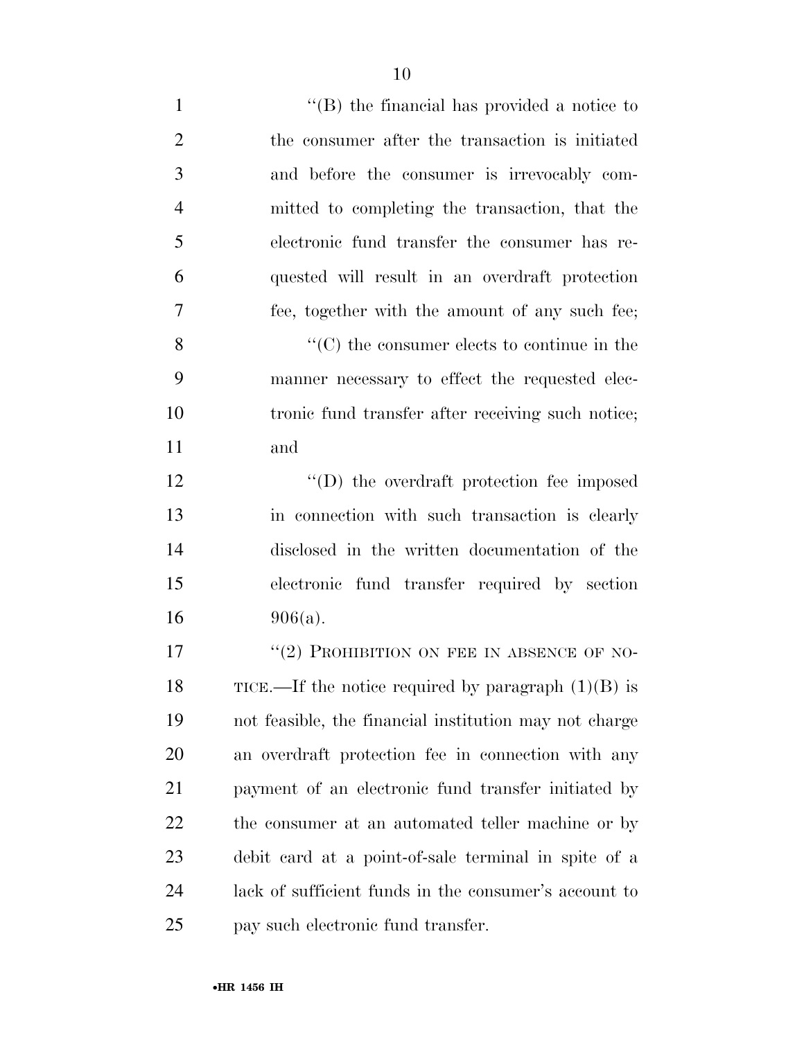"(B) the financial has provided a notice to the consumer after the transaction is initiated and before the consumer is irrevocably committed to completing the transaction, that the electronic fund transfer the consumer has requested will result in an overdraft protection fee, together with the amount of any such fee;

"(C) the consumer elects to continue in the manner necessary to effect the requested electronic fund transfer after receiving such notice; and

"(D) the overdraft protection fee imposed in connection with such transaction is clearly disclosed in the written documentation of the electronic fund transfer required by section 906(a).

"(2) PROHIBITION ON FEE IN ABSENCE OF NOTICE.—If the notice required by paragraph (1)(B) is not feasible, the financial institution may not charge an overdraft protection fee in connection with any payment of an electronic fund transfer initiated by the consumer at an automated teller machine or by debit card at a point-of-sale terminal in spite of a lack of sufficient funds in the consumer's account to pay such electronic fund transfer.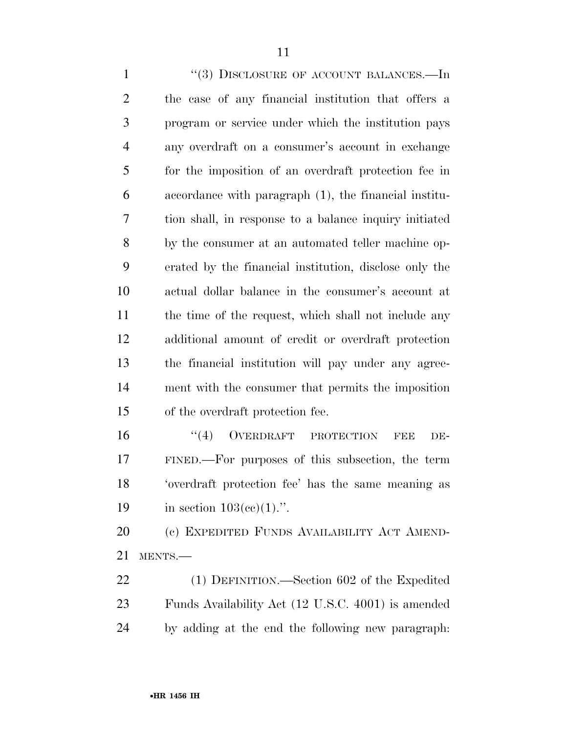"(3) DISCLOSURE OF ACCOUNT BALANCES.—In the case of any financial institution that offers a program or service under which the institution pays any overdraft on a consumer's account in exchange for the imposition of an overdraft protection fee in accordance with paragraph (1), the financial institution shall, in response to a balance inquiry initiated by the consumer at an automated teller machine operated by the financial institution, disclose only the actual dollar balance in the consumer's account at the time of the request, which shall not include any additional amount of credit or overdraft protection the financial institution will pay under any agreement with the consumer that permits the imposition of the overdraft protection fee.

"(4) OVERDRAFT PROTECTION FEE DEFINED.—For purposes of this subsection, the term 'overdraft protection fee' has the same meaning as in section 103(cc)(1).".

(c) EXPEDITED FUNDS AVAILABILITY ACT AMENDMENTS.—

(1) DEFINITION.—Section 602 of the Expedited Funds Availability Act (12 U.S.C. 4001) is amended by adding at the end the following new paragraph: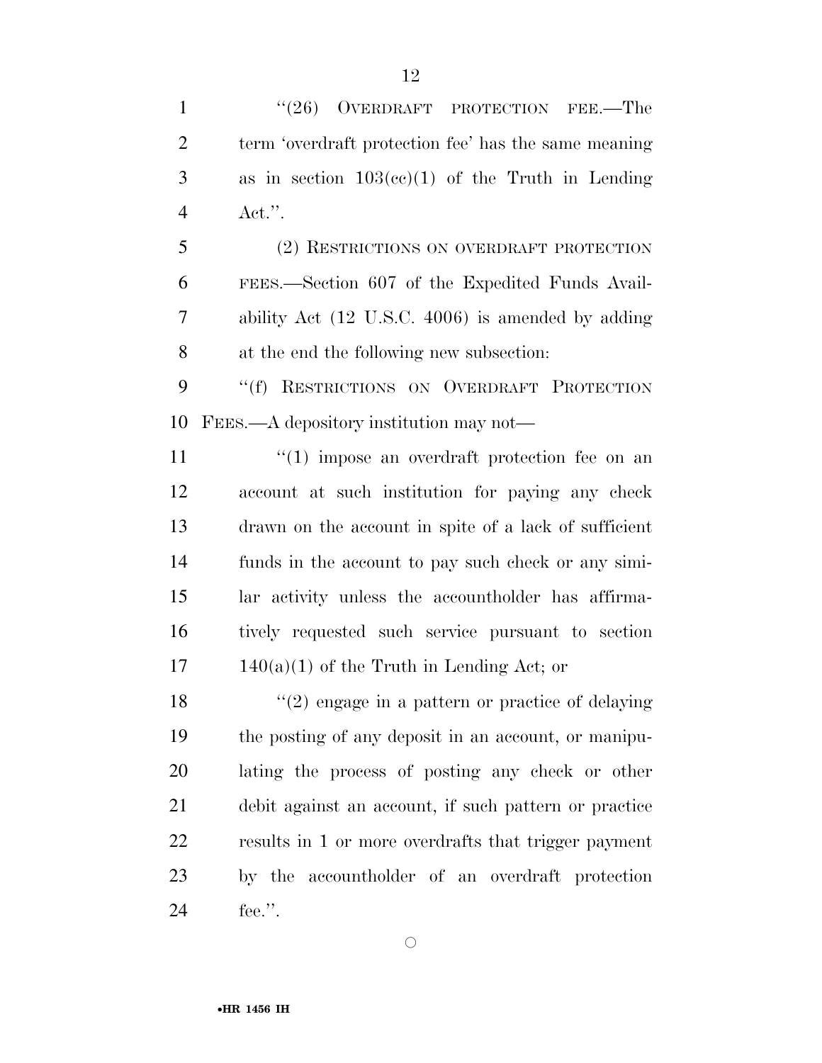"(26) OVERDRAFT PROTECTION FEE.—The term 'overdraft protection fee' has the same meaning as in section 103(cc)(1) of the Truth in Lending Act.".

(2) RESTRICTIONS ON OVERDRAFT PROTECTION FEES.—Section 607 of the Expedited Funds Availability Act (12 U.S.C. 4006) is amended by adding at the end the following new subsection:

"(f) RESTRICTIONS ON OVERDRAFT PROTECTION FEES.—A depository institution may not—

"(1) impose an overdraft protection fee on an account at such institution for paying any check drawn on the account in spite of a lack of sufficient funds in the account to pay such check or any similar activity unless the accountholder has affirmatively requested such service pursuant to section 140(a)(1) of the Truth in Lending Act; or

"(2) engage in a pattern or practice of delaying the posting of any deposit in an account, or manipulating the process of posting any check or other debit against an account, if such pattern or practice results in 1 or more overdrafts that trigger payment by the accountholder of an overdraft protection fee.".

○